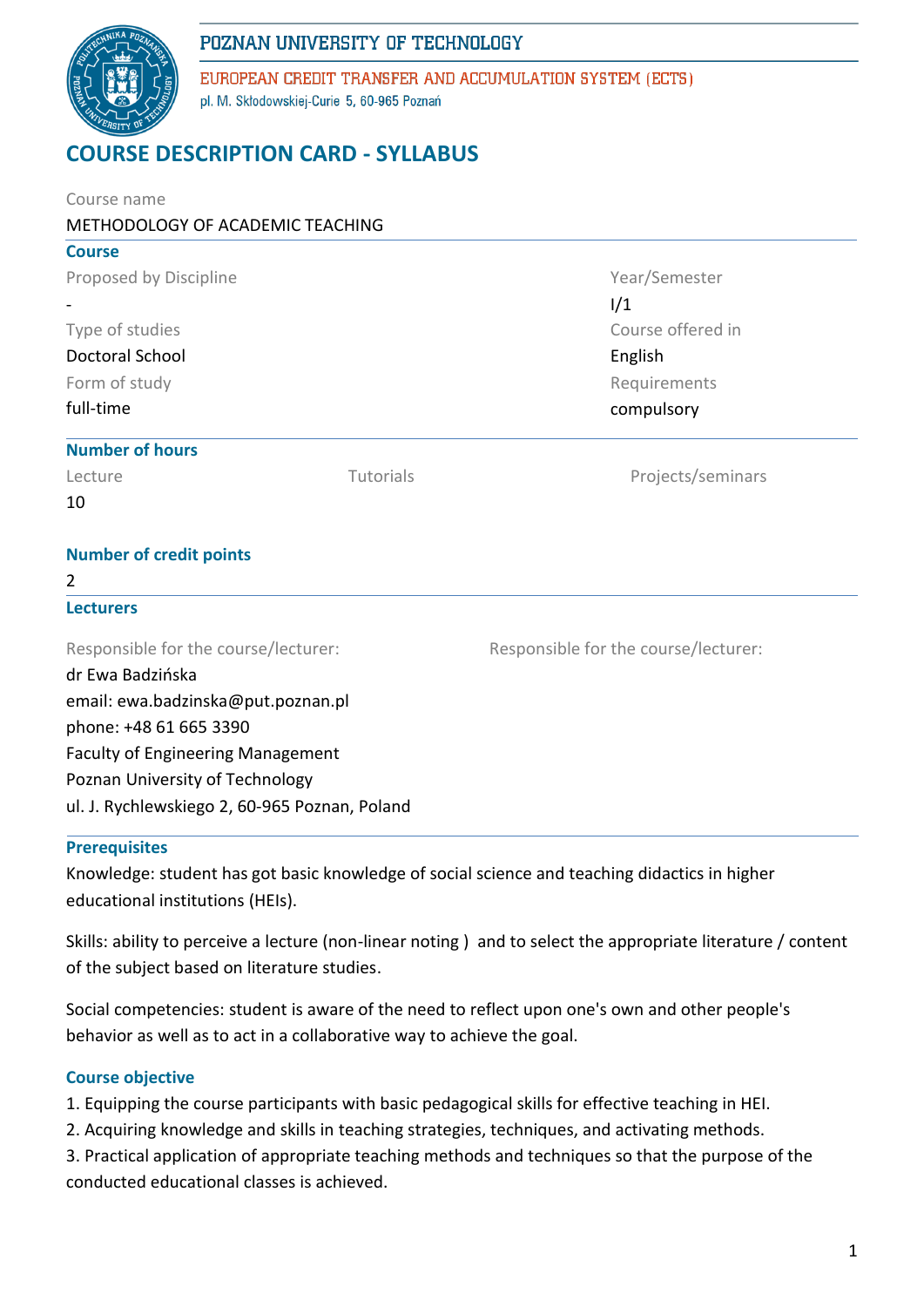POZNAN UNIVERSITY OF TECHNOLOGY

EUROPEAN CREDIT TRANSFER AND ACCUMULATION SYSTEM (ECTS)

pl. M. Skłodowskiej-Curie 5, 60-965 Poznań

# COURSE DESCRIPTION CARD - SYLLABUS

Course name

METHODOLOGY OF ACADEMIC TEACHING

## Course

| Proposed by Discipline | Year/Semester |
|---|---|
| - | I/1 |
| **Type of studies** | **Course offered in** |
| Doctoral School | English |
| **Form of study** | **Requirements** |
| full-time | compulsory |

## Number of hours

| Lecture | Tutorials | Projects/seminars |
|---|---|---|
| 10 | | |

## Number of credit points

2

## Lecturers

Responsible for the course/lecturer:

dr Ewa Badzińska
email: ewa.badzinska@put.poznan.pl
phone: +48 61 665 3390
Faculty of Engineering Management
Poznan University of Technology
ul. J. Rychlewskiego 2, 60-965 Poznan, Poland

Responsible for the course/lecturer:

## Prerequisites

Knowledge: student has got basic knowledge of social science and teaching didactics in higher educational institutions (HEIs).

Skills: ability to perceive a lecture (non-linear noting ) and to select the appropriate literature / content of the subject based on literature studies.

Social competencies: student is aware of the need to reflect upon one's own and other people's behavior as well as to act in a collaborative way to achieve the goal.

## Course objective

1. Equipping the course participants with basic pedagogical skills for effective teaching in HEI.
2. Acquiring knowledge and skills in teaching strategies, techniques, and activating methods.
3. Practical application of appropriate teaching methods and techniques so that the purpose of the conducted educational classes is achieved.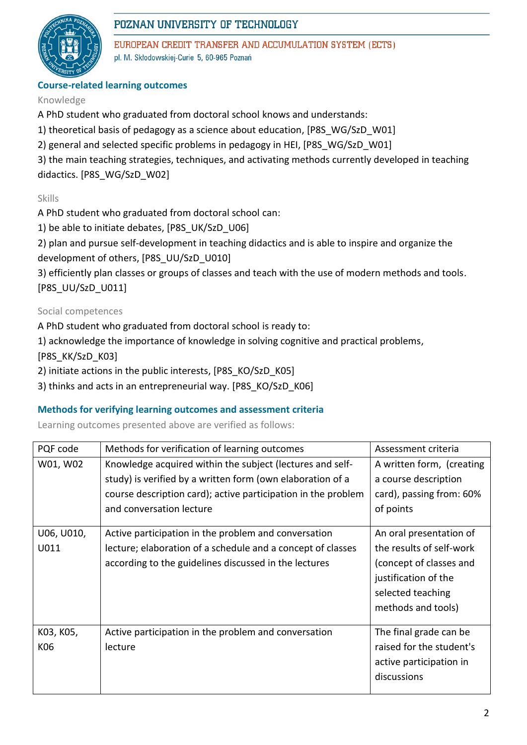## Course-related learning outcomes

### Knowledge

A PhD student who graduated from doctoral school knows and understands:

1) theoretical basis of pedagogy as a science about education, [P8S_WG/SzD_W01]
2) general and selected specific problems in pedagogy in HEI, [P8S_WG/SzD_W01]
3) the main teaching strategies, techniques, and activating methods currently developed in teaching didactics. [P8S_WG/SzD_W02]

### Skills

A PhD student who graduated from doctoral school can:

1) be able to initiate debates, [P8S_UK/SzD_U06]
2) plan and pursue self-development in teaching didactics and is able to inspire and organize the development of others, [P8S_UU/SzD_U010]
3) efficiently plan classes or groups of classes and teach with the use of modern methods and tools. [P8S_UU/SzD_U011]

### Social competences

A PhD student who graduated from doctoral school is ready to:

1) acknowledge the importance of knowledge in solving cognitive and practical problems, [P8S_KK/SzD_K03]
2) initiate actions in the public interests, [P8S_KO/SzD_K05]
3) thinks and acts in an entrepreneurial way. [P8S_KO/SzD_K06]

## Methods for verifying learning outcomes and assessment criteria

Learning outcomes presented above are verified as follows:

| PQF code | Methods for verification of learning outcomes | Assessment criteria |
| --- | --- | --- |
| W01, W02 | Knowledge acquired within the subject (lectures and self-study) is verified by a written form (own elaboration of a course description card); active participation in the problem and conversation lecture | A written form, (creating a course description card), passing from: 60% of points |
| U06, U010, U011 | Active participation in the problem and conversation lecture; elaboration of a schedule and a concept of classes according to the guidelines discussed in the lectures | An oral presentation of the results of self-work (concept of classes and justification of the selected teaching methods and tools) |
| K03, K05, K06 | Active participation in the problem and conversation lecture | The final grade can be raised for the student's active participation in discussions |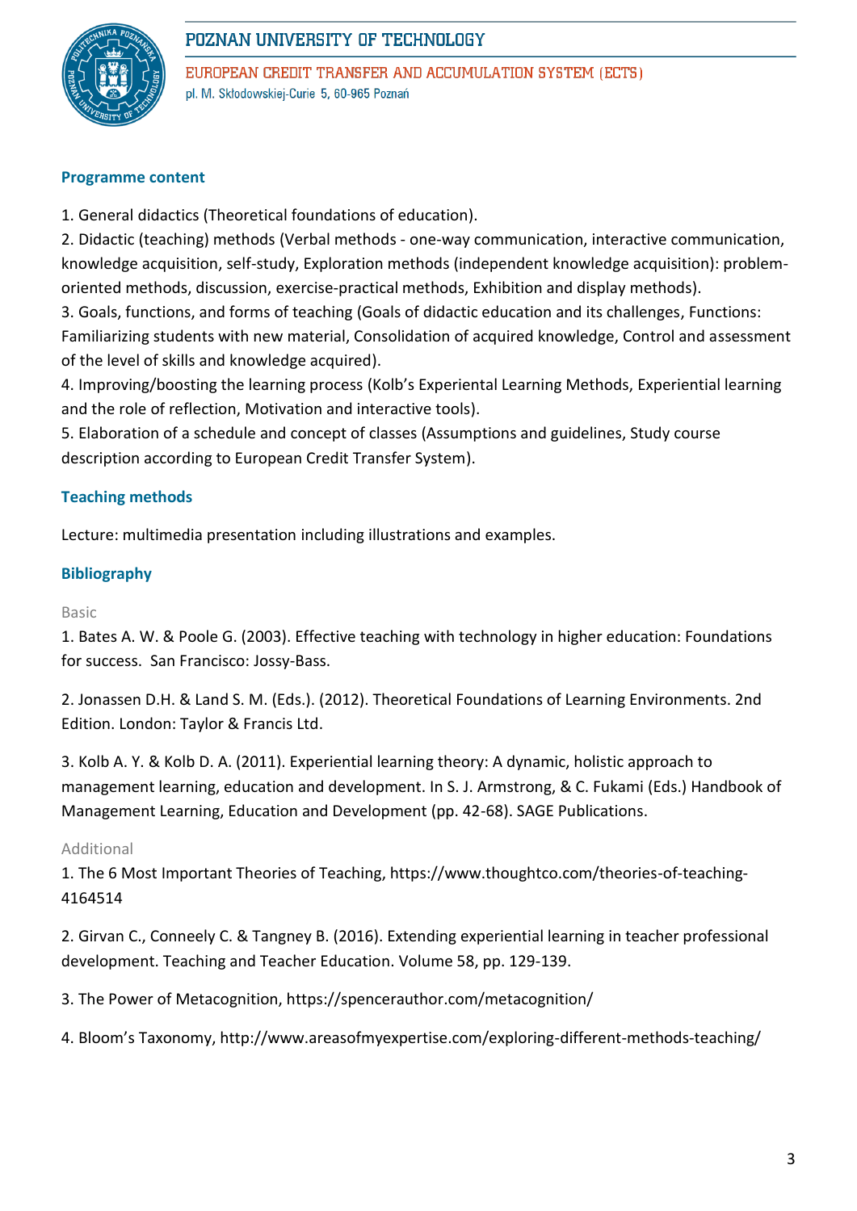### Programme content

1. General didactics (Theoretical foundations of education).
2. Didactic (teaching) methods (Verbal methods - one-way communication, interactive communication, knowledge acquisition, self-study, Exploration methods (independent knowledge acquisition): problem-oriented methods, discussion, exercise-practical methods, Exhibition and display methods).
3. Goals, functions, and forms of teaching (Goals of didactic education and its challenges, Functions: Familiarizing students with new material, Consolidation of acquired knowledge, Control and assessment of the level of skills and knowledge acquired).
4. Improving/boosting the learning process (Kolb's Experiental Learning Methods, Experiential learning and the role of reflection, Motivation and interactive tools).
5. Elaboration of a schedule and concept of classes (Assumptions and guidelines, Study course description according to European Credit Transfer System).

### Teaching methods

Lecture: multimedia presentation including illustrations and examples.

### Bibliography

Basic

1. Bates A. W. & Poole G. (2003). Effective teaching with technology in higher education: Foundations for success. San Francisco: Jossy-Bass.

2. Jonassen D.H. & Land S. M. (Eds.). (2012). Theoretical Foundations of Learning Environments. 2nd Edition. London: Taylor & Francis Ltd.

3. Kolb A. Y. & Kolb D. A. (2011). Experiential learning theory: A dynamic, holistic approach to management learning, education and development. In S. J. Armstrong, & C. Fukami (Eds.) Handbook of Management Learning, Education and Development (pp. 42-68). SAGE Publications.

Additional

1. The 6 Most Important Theories of Teaching, https://www.thoughtco.com/theories-of-teaching-4164514

2. Girvan C., Conneely C. & Tangney B. (2016). Extending experiential learning in teacher professional development. Teaching and Teacher Education. Volume 58, pp. 129-139.

3. The Power of Metacognition, https://spencerauthor.com/metacognition/

4. Bloom's Taxonomy, http://www.areasofmyexpertise.com/exploring-different-methods-teaching/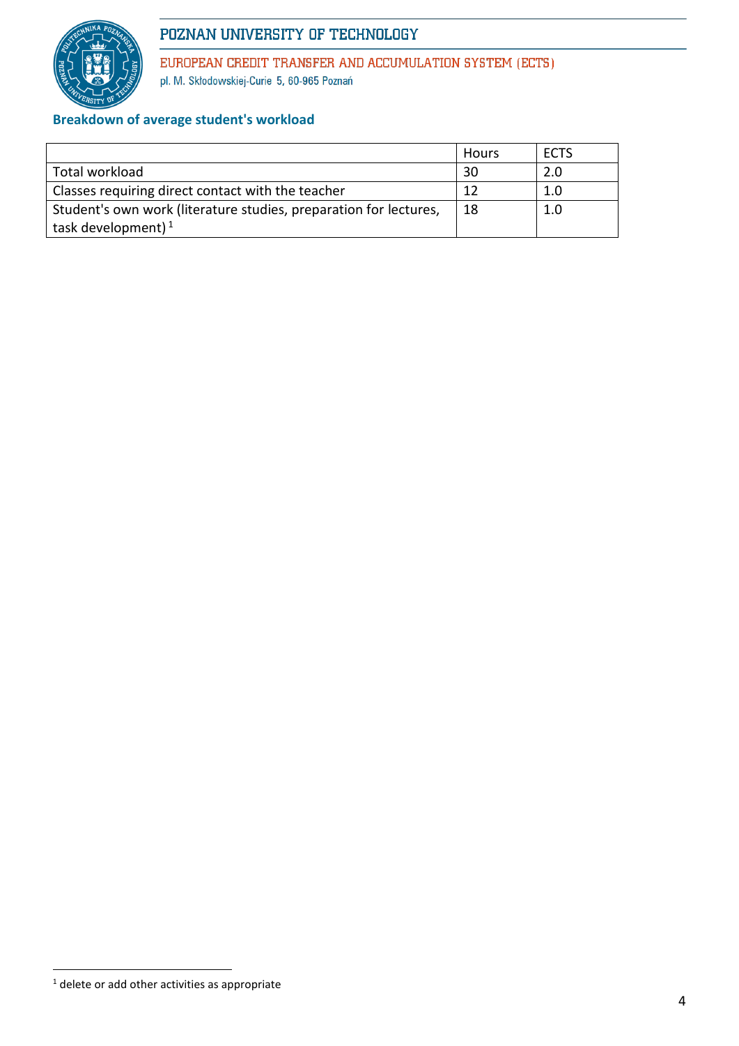**Breakdown of average student's workload**

| | Hours | ECTS |
|---|---|---|
| Total workload | 30 | 2.0 |
| Classes requiring direct contact with the teacher | 12 | 1.0 |
| Student's own work (literature studies, preparation for lectures, task development) [1] | 18 | 1.0 |

[1] delete or add other activities as appropriate